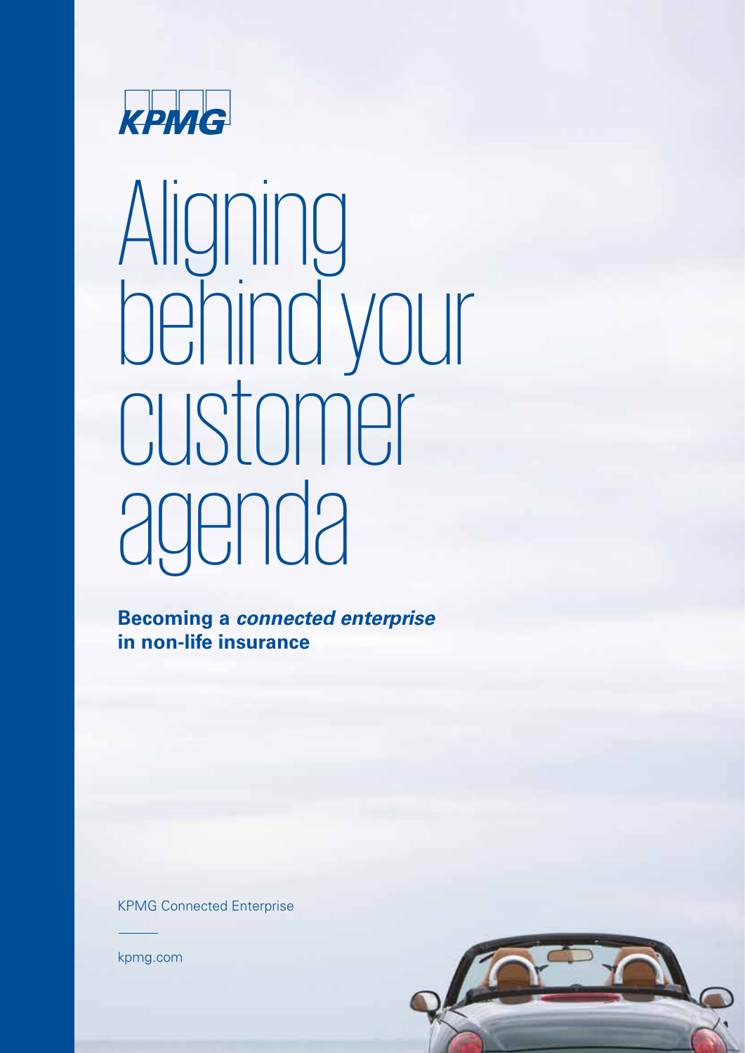KPMG

# Aligning behind your customer agenda

**Becoming a *connected enterprise* in non-life insurance**

KPMG Connected Enterprise

kpmg.com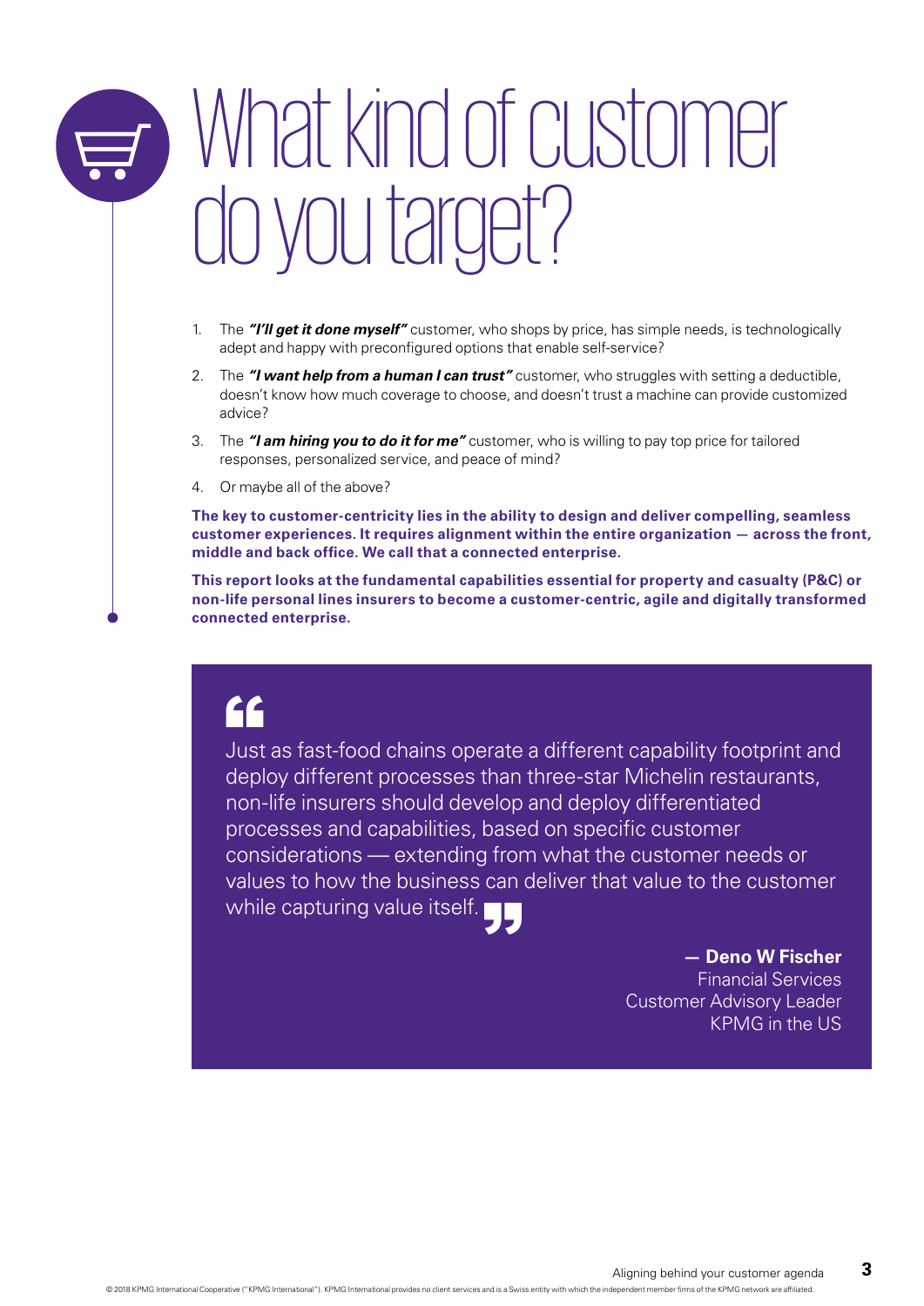# What kind of customer do you target?

1. The ***"I'll get it done myself"*** customer, who shops by price, has simple needs, is technologically adept and happy with preconfigured options that enable self-service?
2. The ***"I want help from a human I can trust"*** customer, who struggles with setting a deductible, doesn't know how much coverage to choose, and doesn't trust a machine can provide customized advice?
3. The ***"I am hiring you to do it for me"*** customer, who is willing to pay top price for tailored responses, personalized service, and peace of mind?
4. Or maybe all of the above?

**The key to customer-centricity lies in the ability to design and deliver compelling, seamless customer experiences. It requires alignment within the entire organization — across the front, middle and back office. We call that a connected enterprise.**

**This report looks at the fundamental capabilities essential for property and casualty (P&C) or non-life personal lines insurers to become a customer-centric, agile and digitally transformed connected enterprise.**

> "Just as fast-food chains operate a different capability footprint and deploy different processes than three-star Michelin restaurants, non-life insurers should develop and deploy differentiated processes and capabilities, based on specific customer considerations — extending from what the customer needs or values to how the business can deliver that value to the customer while capturing value itself."
>
> **— Deno W Fischer**
> Financial Services Customer Advisory Leader
> KPMG in the US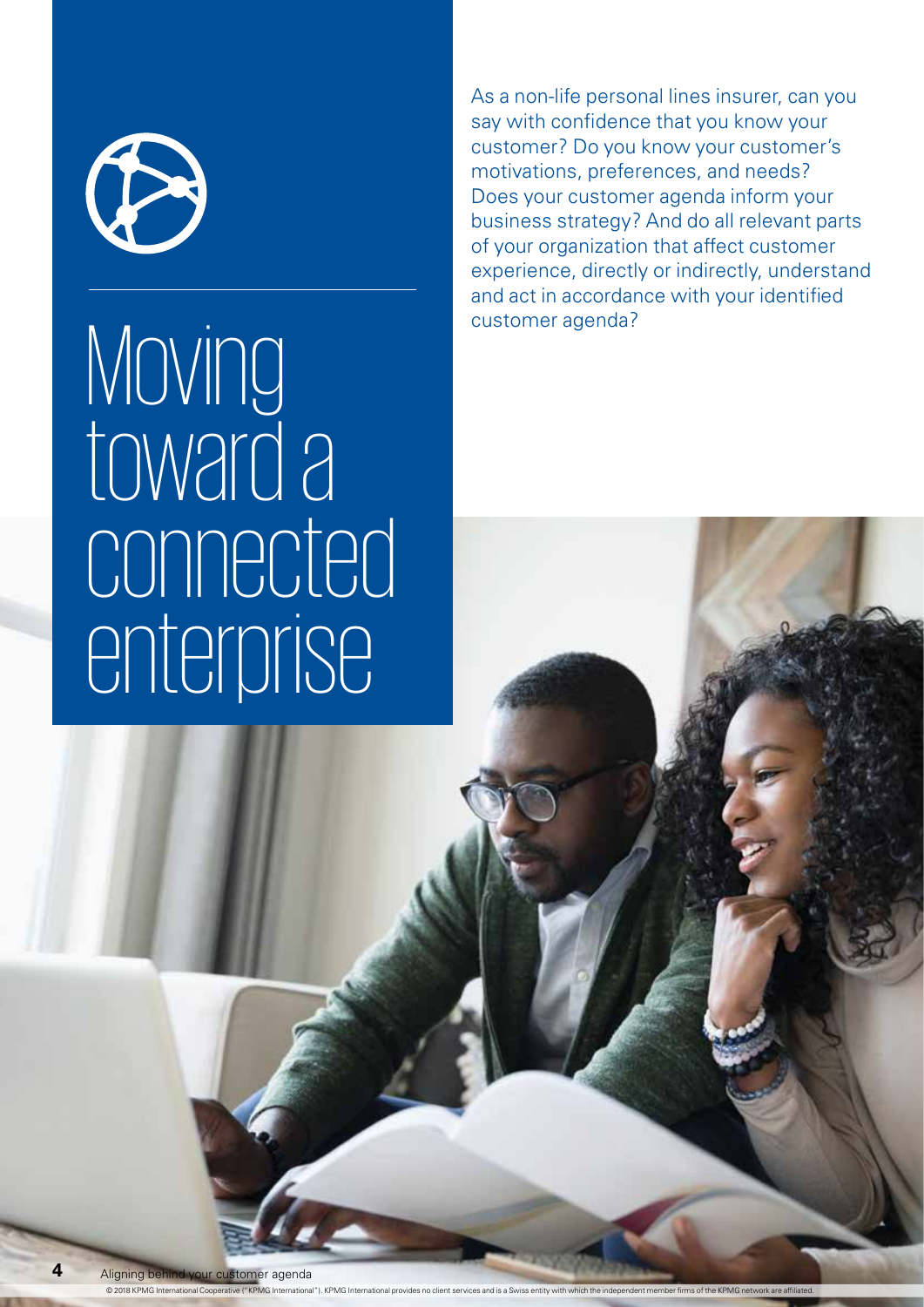# Moving toward a connected enterprise

As a non-life personal lines insurer, can you say with confidence that you know your customer? Do you know your customer's motivations, preferences, and needs? Does your customer agenda inform your business strategy? And do all relevant parts of your organization that affect customer experience, directly or indirectly, understand and act in accordance with your identified customer agenda?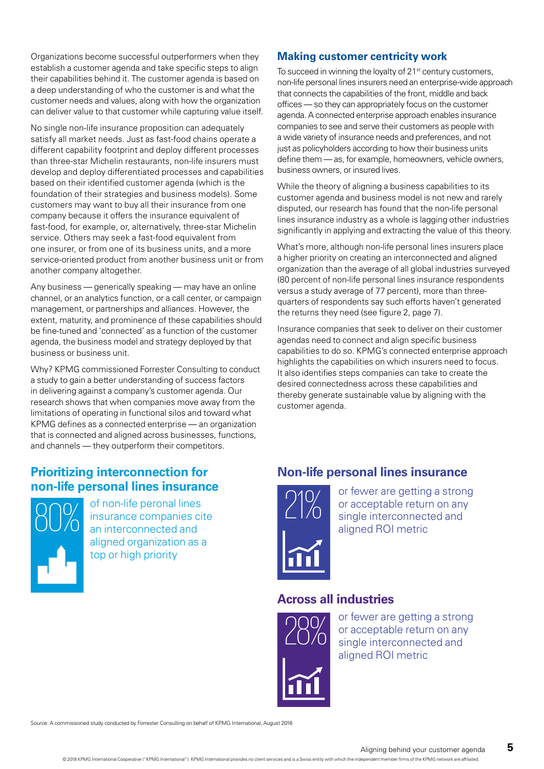Organizations become successful outperformers when they establish a customer agenda and take specific steps to align their capabilities behind it. The customer agenda is based on a deep understanding of who the customer is and what the customer needs and values, along with how the organization can deliver value to that customer while capturing value itself.

No single non-life insurance proposition can adequately satisfy all market needs. Just as fast-food chains operate a different capability footprint and deploy different processes than three-star Michelin restaurants, non-life insurers must develop and deploy differentiated processes and capabilities based on their identified customer agenda (which is the foundation of their strategies and business models). Some customers may want to buy all their insurance from one company because it offers the insurance equivalent of fast-food, for example, or, alternatively, three-star Michelin service. Others may seek a fast-food equivalent from one insurer, or from one of its business units, and a more service-oriented product from another business unit or from another company altogether.

Any business — generically speaking — may have an online channel, or an analytics function, or a call center, or campaign management, or partnerships and alliances. However, the extent, maturity, and prominence of these capabilities should be fine-tuned and 'connected' as a function of the customer agenda, the business model and strategy deployed by that business or business unit.

Why? KPMG commissioned Forrester Consulting to conduct a study to gain a better understanding of success factors in delivering against a company's customer agenda. Our research shows that when companies move away from the limitations of operating in functional silos and toward what KPMG defines as a connected enterprise — an organization that is connected and aligned across businesses, functions, and channels — they outperform their competitors.

## Making customer centricity work

To succeed in winning the loyalty of 21st century customers, non-life personal lines insurers need an enterprise-wide approach that connects the capabilities of the front, middle and back offices — so they can appropriately focus on the customer agenda. A connected enterprise approach enables insurance companies to see and serve their customers as people with a wide variety of insurance needs and preferences, and not just as policyholders according to how their business units define them — as, for example, homeowners, vehicle owners, business owners, or insured lives.

While the theory of aligning a business capabilities to its customer agenda and business model is not new and rarely disputed, our research has found that the non-life personal lines insurance industry as a whole is lagging other industries significantly in applying and extracting the value of this theory.

What's more, although non-life personal lines insurers place a higher priority on creating an interconnected and aligned organization than the average of all global industries surveyed (80 percent of non-life personal lines insurance respondents versus a study average of 77 percent), more than three-quarters of respondents say such efforts haven't generated the returns they need (see figure 2, page 7).

Insurance companies that seek to deliver on their customer agendas need to connect and align specific business capabilities to do so. KPMG's connected enterprise approach highlights the capabilities on which insurers need to focus. It also identifies steps companies can take to create the desired connectedness across these capabilities and thereby generate sustainable value by aligning with the customer agenda.

## Prioritizing interconnection for non-life personal lines insurance

**80%** of non-life peronal lines insurance companies cite an interconnected and aligned organization as a top or high priority

## Non-life personal lines insurance

**21%** or fewer are getting a strong or acceptable return on any single interconnected and aligned ROI metric

## Across all industries

**28%** or fewer are getting a strong or acceptable return on any single interconnected and aligned ROI metric

Source: A commissioned study conducted by Forrester Consulting on behalf of KPMG International, August 2016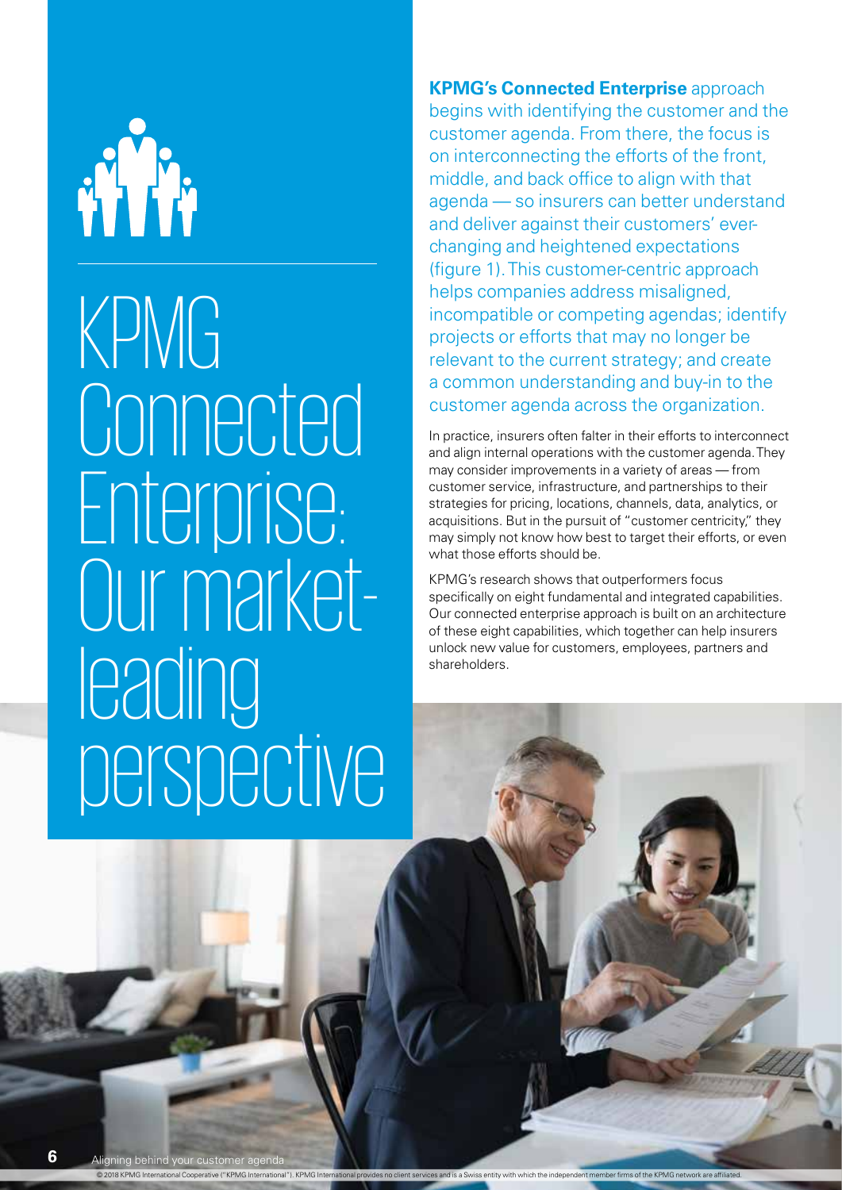# KPMG Connected Enterprise: Our market-leading perspective

**KPMG's Connected Enterprise** approach begins with identifying the customer and the customer agenda. From there, the focus is on interconnecting the efforts of the front, middle, and back office to align with that agenda — so insurers can better understand and deliver against their customers' ever-changing and heightened expectations (figure 1). This customer-centric approach helps companies address misaligned, incompatible or competing agendas; identify projects or efforts that may no longer be relevant to the current strategy; and create a common understanding and buy-in to the customer agenda across the organization.

In practice, insurers often falter in their efforts to interconnect and align internal operations with the customer agenda. They may consider improvements in a variety of areas — from customer service, infrastructure, and partnerships to their strategies for pricing, locations, channels, data, analytics, or acquisitions. But in the pursuit of "customer centricity," they may simply not know how best to target their efforts, or even what those efforts should be.

KPMG's research shows that outperformers focus specifically on eight fundamental and integrated capabilities. Our connected enterprise approach is built on an architecture of these eight capabilities, which together can help insurers unlock new value for customers, employees, partners and shareholders.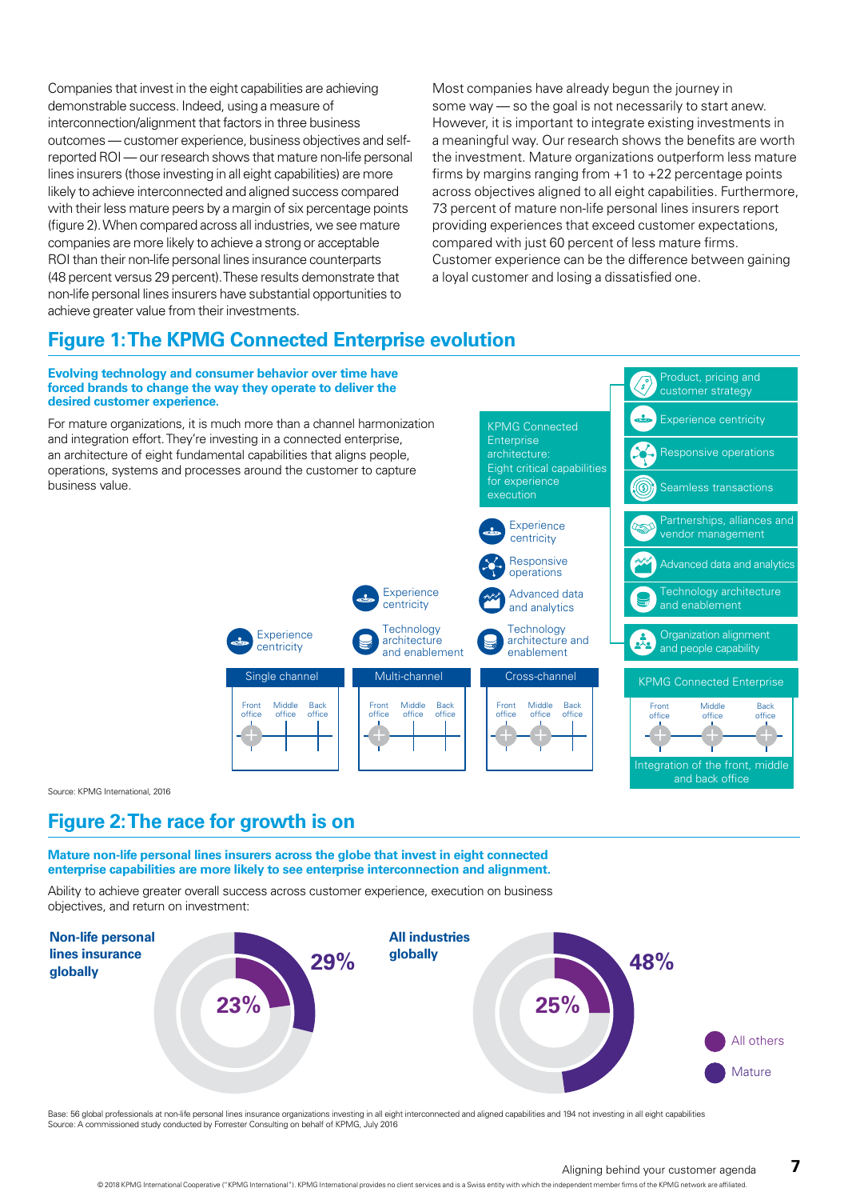Companies that invest in the eight capabilities are achieving demonstrable success. Indeed, using a measure of interconnection/alignment that factors in three business outcomes — customer experience, business objectives and self-reported ROI — our research shows that mature non-life personal lines insurers (those investing in all eight capabilities) are more likely to achieve interconnected and aligned success compared with their less mature peers by a margin of six percentage points (figure 2). When compared across all industries, we see mature companies are more likely to achieve a strong or acceptable ROI than their non-life personal lines insurance counterparts (48 percent versus 29 percent). These results demonstrate that non-life personal lines insurers have substantial opportunities to achieve greater value from their investments.

Most companies have already begun the journey in some way — so the goal is not necessarily to start anew. However, it is important to integrate existing investments in a meaningful way. Our research shows the benefits are worth the investment. Mature organizations outperform less mature firms by margins ranging from +1 to +22 percentage points across objectives aligned to all eight capabilities. Furthermore, 73 percent of mature non-life personal lines insurers report providing experiences that exceed customer expectations, compared with just 60 percent of less mature firms. Customer experience can be the difference between gaining a loyal customer and losing a dissatisfied one.

## Figure 1: The KPMG Connected Enterprise evolution

**Evolving technology and consumer behavior over time have forced brands to change the way they operate to deliver the desired customer experience.**

For mature organizations, it is much more than a channel harmonization and integration effort. They're investing in a connected enterprise, an architecture of eight fundamental capabilities that aligns people, operations, systems and processes around the customer to capture business value.

Single channel: Experience centricity (Front office, Middle office, Back office)

Multi-channel: Experience centricity; Technology architecture and enablement (Front office, Middle office, Back office)

Cross-channel: Experience centricity; Responsive operations; Advanced data and analytics; Technology architecture and enablement (Front office, Middle office, Back office)

KPMG Connected Enterprise architecture: Eight critical capabilities for experience execution
- Product, pricing and customer strategy
- Experience centricity
- Responsive operations
- Seamless transactions
- Partnerships, alliances and vendor management
- Advanced data and analytics
- Technology architecture and enablement
- Organization alignment and people capability

KPMG Connected Enterprise (Front office, Middle office, Back office): Integration of the front, middle and back office

Source: KPMG International, 2016

## Figure 2: The race for growth is on

**Mature non-life personal lines insurers across the globe that invest in eight connected enterprise capabilities are more likely to see enterprise interconnection and alignment.**

Ability to achieve greater overall success across customer experience, execution on business objectives, and return on investment:

| | All others | Mature |
|---|---|---|
| Non-life personal lines insurance globally | 23% | 29% |
| All industries globally | 25% | 48% |

Base: 56 global professionals at non-life personal lines insurance organizations investing in all eight interconnected and aligned capabilities and 194 not investing in all eight capabilities
Source: A commissioned study conducted by Forrester Consulting on behalf of KPMG, July 2016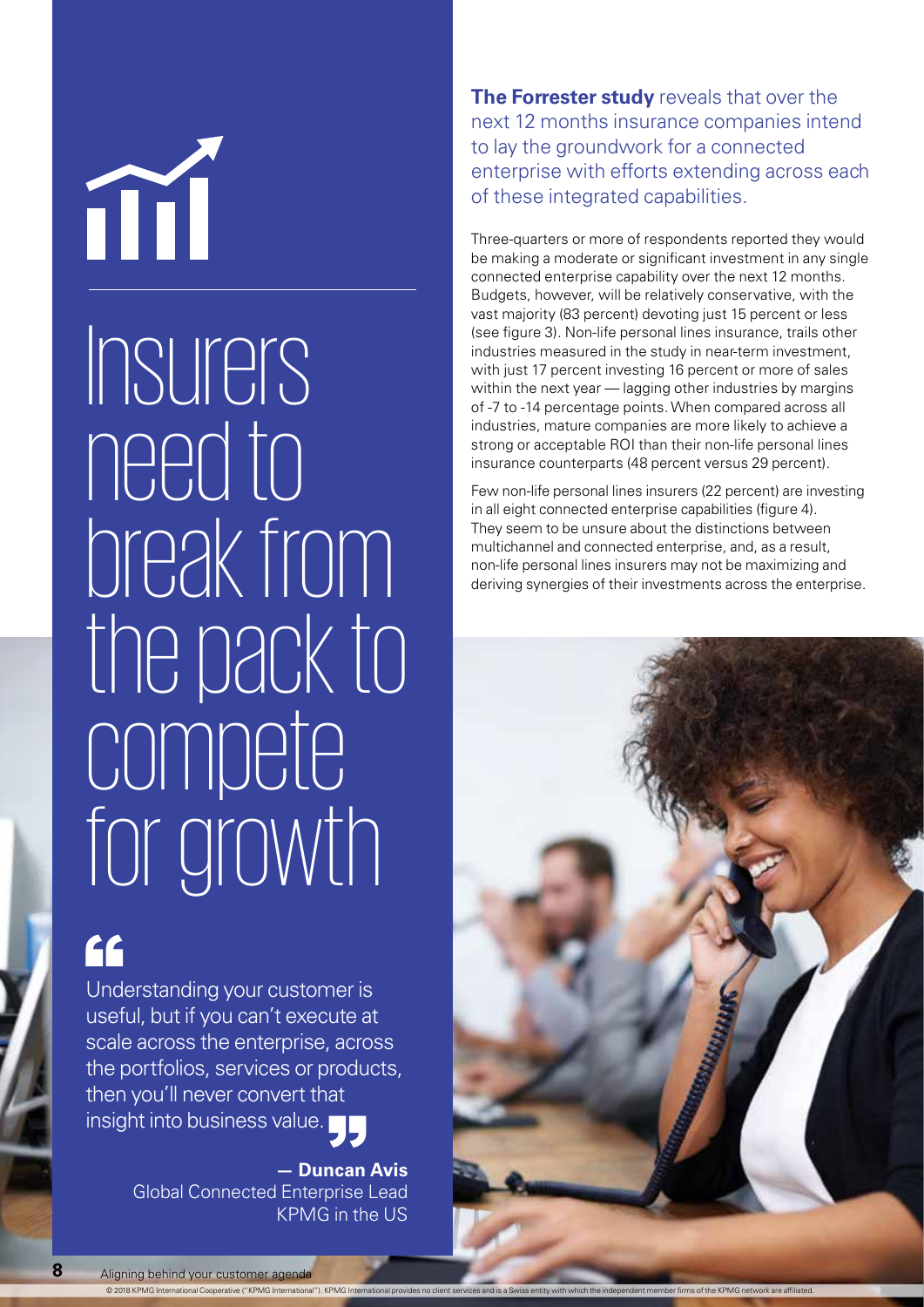# Insurers need to break from the pack to compete for growth

> Understanding your customer is useful, but if you can't execute at scale across the enterprise, across the portfolios, services or products, then you'll never convert that insight into business value.
>
> **— Duncan Avis**
> Global Connected Enterprise Lead
> KPMG in the US

**The Forrester study** reveals that over the next 12 months insurance companies intend to lay the groundwork for a connected enterprise with efforts extending across each of these integrated capabilities.

Three-quarters or more of respondents reported they would be making a moderate or significant investment in any single connected enterprise capability over the next 12 months. Budgets, however, will be relatively conservative, with the vast majority (83 percent) devoting just 15 percent or less (see figure 3). Non-life personal lines insurance, trails other industries measured in the study in near-term investment, with just 17 percent investing 16 percent or more of sales within the next year — lagging other industries by margins of -7 to -14 percentage points. When compared across all industries, mature companies are more likely to achieve a strong or acceptable ROI than their non-life personal lines insurance counterparts (48 percent versus 29 percent).

Few non-life personal lines insurers (22 percent) are investing in all eight connected enterprise capabilities (figure 4). They seem to be unsure about the distinctions between multichannel and connected enterprise, and, as a result, non-life personal lines insurers may not be maximizing and deriving synergies of their investments across the enterprise.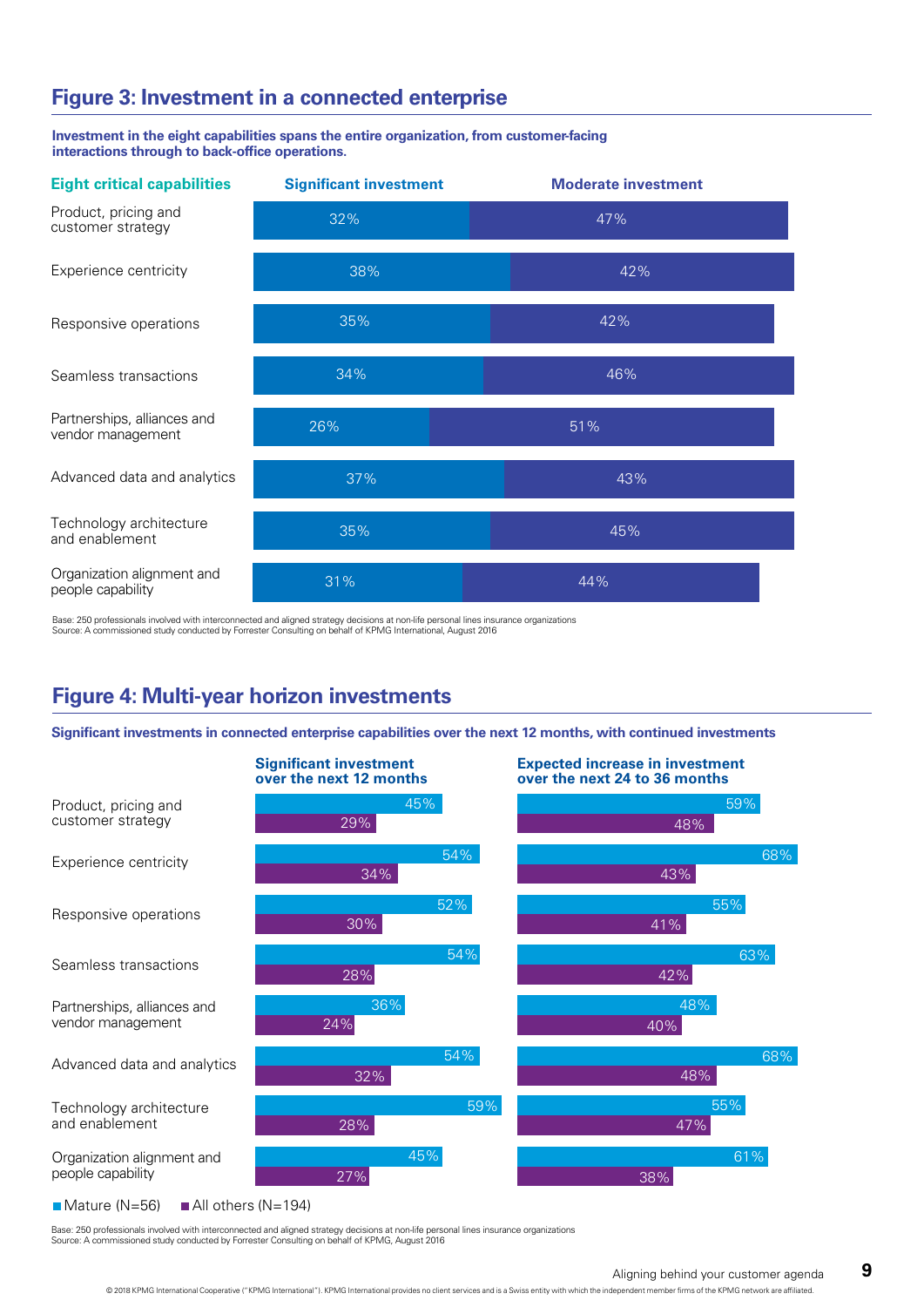## Figure 3: Investment in a connected enterprise

**Investment in the eight capabilities spans the entire organization, from customer-facing interactions through to back-office operations.**

| Eight critical capabilities | Significant investment | Moderate investment |
|---|---|---|
| Product, pricing and customer strategy | 32% | 47% |
| Experience centricity | 38% | 42% |
| Responsive operations | 35% | 42% |
| Seamless transactions | 34% | 46% |
| Partnerships, alliances and vendor management | 26% | 51% |
| Advanced data and analytics | 37% | 43% |
| Technology architecture and enablement | 35% | 45% |
| Organization alignment and people capability | 31% | 44% |

Base: 250 professionals involved with interconnected and aligned strategy decisions at non-life personal lines insurance organizations
Source: A commissioned study conducted by Forrester Consulting on behalf of KPMG International, August 2016

## Figure 4: Multi-year horizon investments

**Significant investments in connected enterprise capabilities over the next 12 months, with continued investments**

| | Significant investment over the next 12 months | | Expected increase in investment over the next 24 to 36 months | |
|---|---|---|---|---|
| | Mature (N=56) | All others (N=194) | Mature (N=56) | All others (N=194) |
| Product, pricing and customer strategy | 45% | 29% | 59% | 48% |
| Experience centricity | 54% | 34% | 68% | 43% |
| Responsive operations | 52% | 30% | 55% | 41% |
| Seamless transactions | 54% | 28% | 63% | 42% |
| Partnerships, alliances and vendor management | 36% | 24% | 48% | 40% |
| Advanced data and analytics | 54% | 32% | 68% | 48% |
| Technology architecture and enablement | 59% | 28% | 55% | 47% |
| Organization alignment and people capability | 45% | 27% | 61% | 38% |

Base: 250 professionals involved with interconnected and aligned strategy decisions at non-life personal lines insurance organizations
Source: A commissioned study conducted by Forrester Consulting on behalf of KPMG, August 2016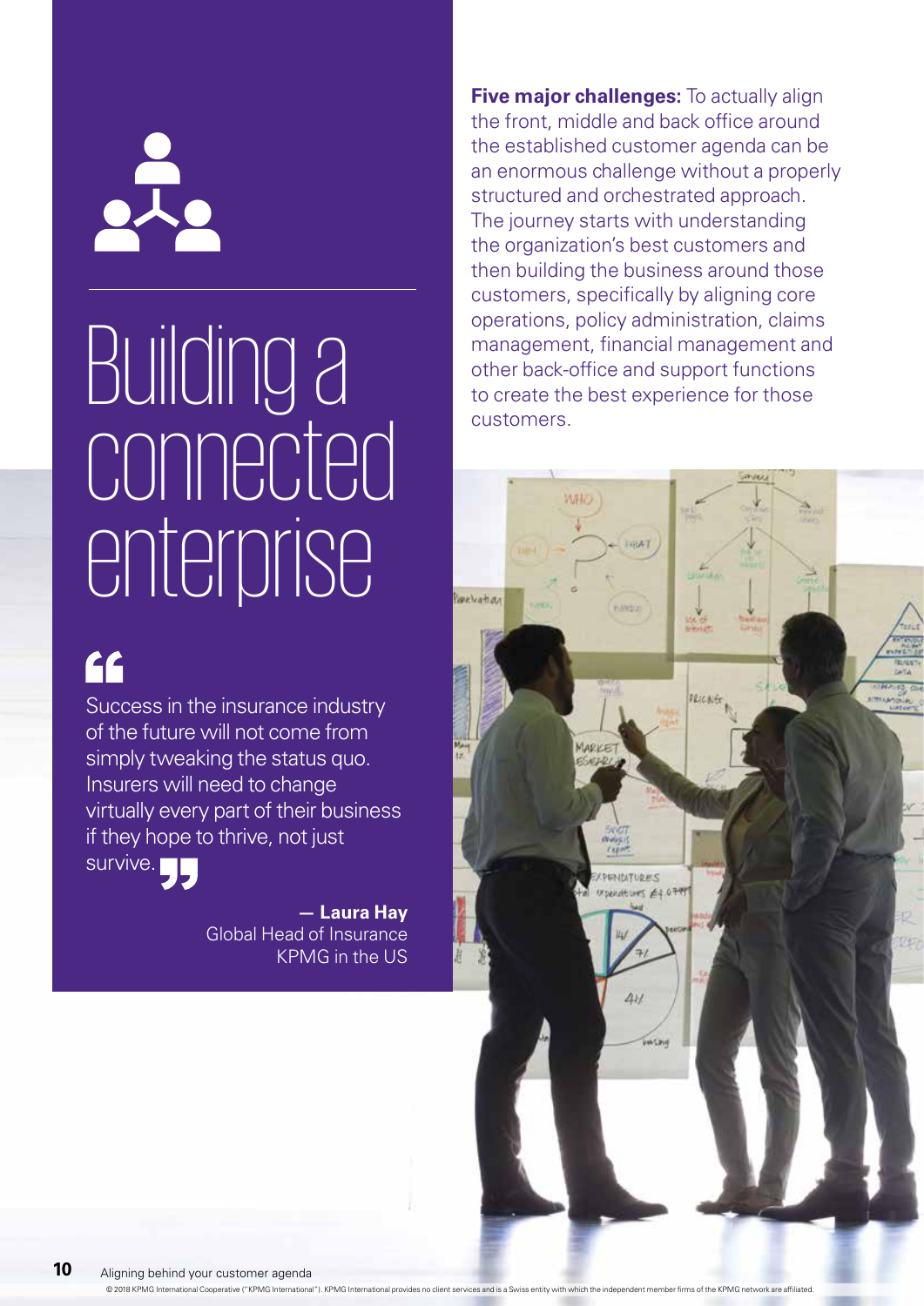# Building a connected enterprise

> Success in the insurance industry of the future will not come from simply tweaking the status quo. Insurers will need to change virtually every part of their business if they hope to thrive, not just survive.
>
> **— Laura Hay**
> Global Head of Insurance
> KPMG in the US

**Five major challenges:** To actually align the front, middle and back office around the established customer agenda can be an enormous challenge without a properly structured and orchestrated approach. The journey starts with understanding the organization's best customers and then building the business around those customers, specifically by aligning core operations, policy administration, claims management, financial management and other back-office and support functions to create the best experience for those customers.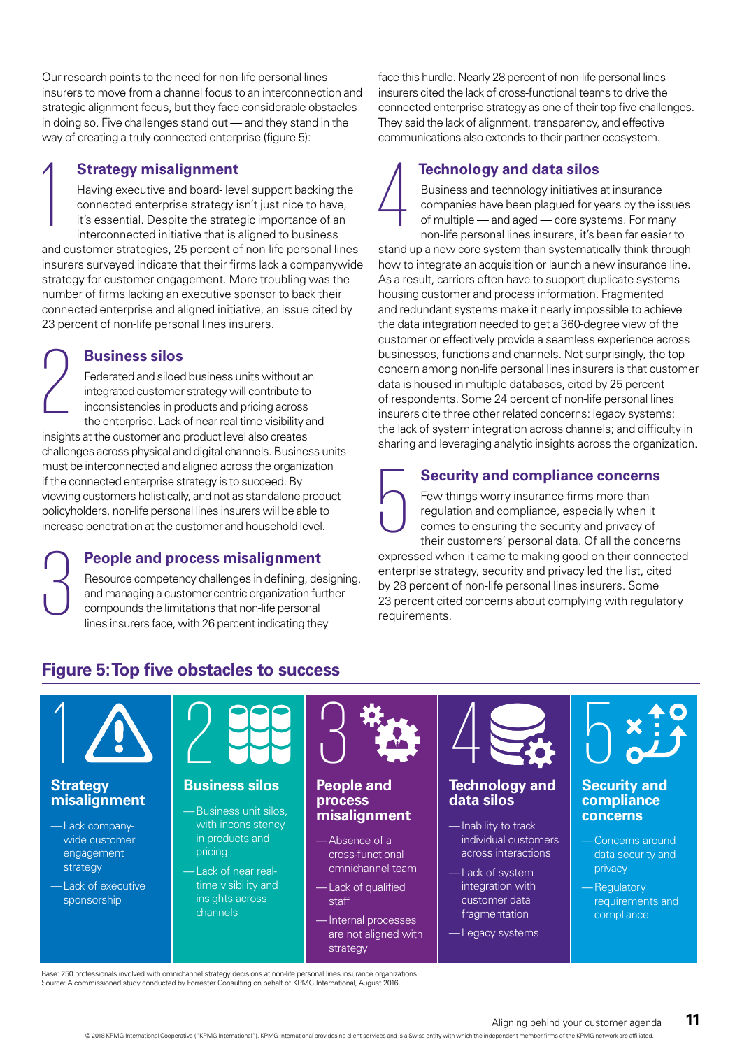Our research points to the need for non-life personal lines insurers to move from a channel focus to an interconnection and strategic alignment focus, but they face considerable obstacles in doing so. Five challenges stand out — and they stand in the way of creating a truly connected enterprise (figure 5):

## 1 Strategy misalignment

Having executive and board- level support backing the connected enterprise strategy isn't just nice to have, it's essential. Despite the strategic importance of an interconnected initiative that is aligned to business and customer strategies, 25 percent of non-life personal lines insurers surveyed indicate that their firms lack a companywide strategy for customer engagement. More troubling was the number of firms lacking an executive sponsor to back their connected enterprise and aligned initiative, an issue cited by 23 percent of non-life personal lines insurers.

## 2 Business silos

Federated and siloed business units without an integrated customer strategy will contribute to inconsistencies in products and pricing across the enterprise. Lack of near real time visibility and insights at the customer and product level also creates challenges across physical and digital channels. Business units must be interconnected and aligned across the organization if the connected enterprise strategy is to succeed. By viewing customers holistically, and not as standalone product policyholders, non-life personal lines insurers will be able to increase penetration at the customer and household level.

## 3 People and process misalignment

Resource competency challenges in defining, designing, and managing a customer-centric organization further compounds the limitations that non-life personal lines insurers face, with 26 percent indicating they face this hurdle. Nearly 28 percent of non-life personal lines insurers cited the lack of cross-functional teams to drive the connected enterprise strategy as one of their top five challenges. They said the lack of alignment, transparency, and effective communications also extends to their partner ecosystem.

## 4 Technology and data silos

Business and technology initiatives at insurance companies have been plagued for years by the issues of multiple — and aged — core systems. For many non-life personal lines insurers, it's been far easier to stand up a new core system than systematically think through how to integrate an acquisition or launch a new insurance line. As a result, carriers often have to support duplicate systems housing customer and process information. Fragmented and redundant systems make it nearly impossible to achieve the data integration needed to get a 360-degree view of the customer or effectively provide a seamless experience across businesses, functions and channels. Not surprisingly, the top concern among non-life personal lines insurers is that customer data is housed in multiple databases, cited by 25 percent of respondents. Some 24 percent of non-life personal lines insurers cite three other related concerns: legacy systems; the lack of system integration across channels; and difficulty in sharing and leveraging analytic insights across the organization.

## 5 Security and compliance concerns

Few things worry insurance firms more than regulation and compliance, especially when it comes to ensuring the security and privacy of their customers' personal data. Of all the concerns expressed when it came to making good on their connected enterprise strategy, security and privacy led the list, cited by 28 percent of non-life personal lines insurers. Some 23 percent cited concerns about complying with regulatory requirements.

## Figure 5: Top five obstacles to success

**1 Strategy misalignment**
- Lack company-wide customer engagement strategy
- Lack of executive sponsorship

**2 Business silos**
- Business unit silos, with inconsistency in products and pricing
- Lack of near real-time visibility and insights across channels

**3 People and process misalignment**
- Absence of a cross-functional omnichannel team
- Lack of qualified staff
- Internal processes are not aligned with strategy

**4 Technology and data silos**
- Inability to track individual customers across interactions
- Lack of system integration with customer data fragmentation
- Legacy systems

**5 Security and compliance concerns**
- Concerns around data security and privacy
- Regulatory requirements and compliance

Base: 250 professionals involved with omnichannel strategy decisions at non-life personal lines insurance organizations
Source: A commissioned study conducted by Forrester Consulting on behalf of KPMG International, August 2016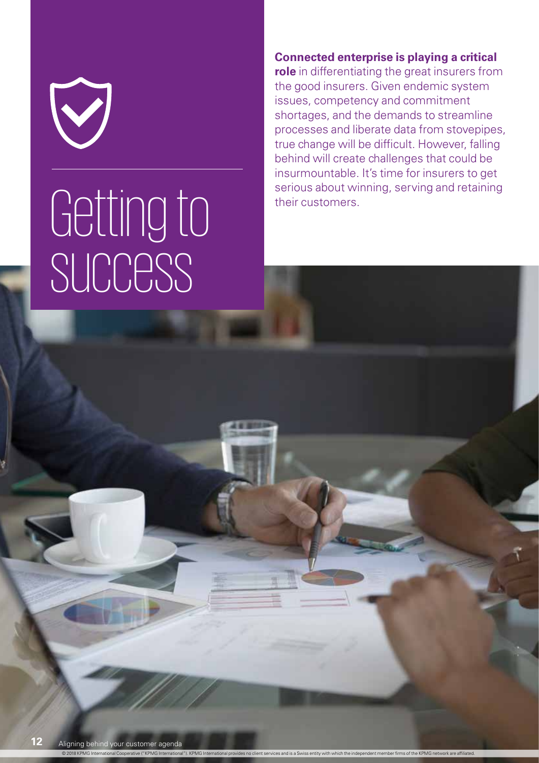# Getting to success

**Connected enterprise is playing a critical role** in differentiating the great insurers from the good insurers. Given endemic system issues, competency and commitment shortages, and the demands to streamline processes and liberate data from stovepipes, true change will be difficult. However, falling behind will create challenges that could be insurmountable. It's time for insurers to get serious about winning, serving and retaining their customers.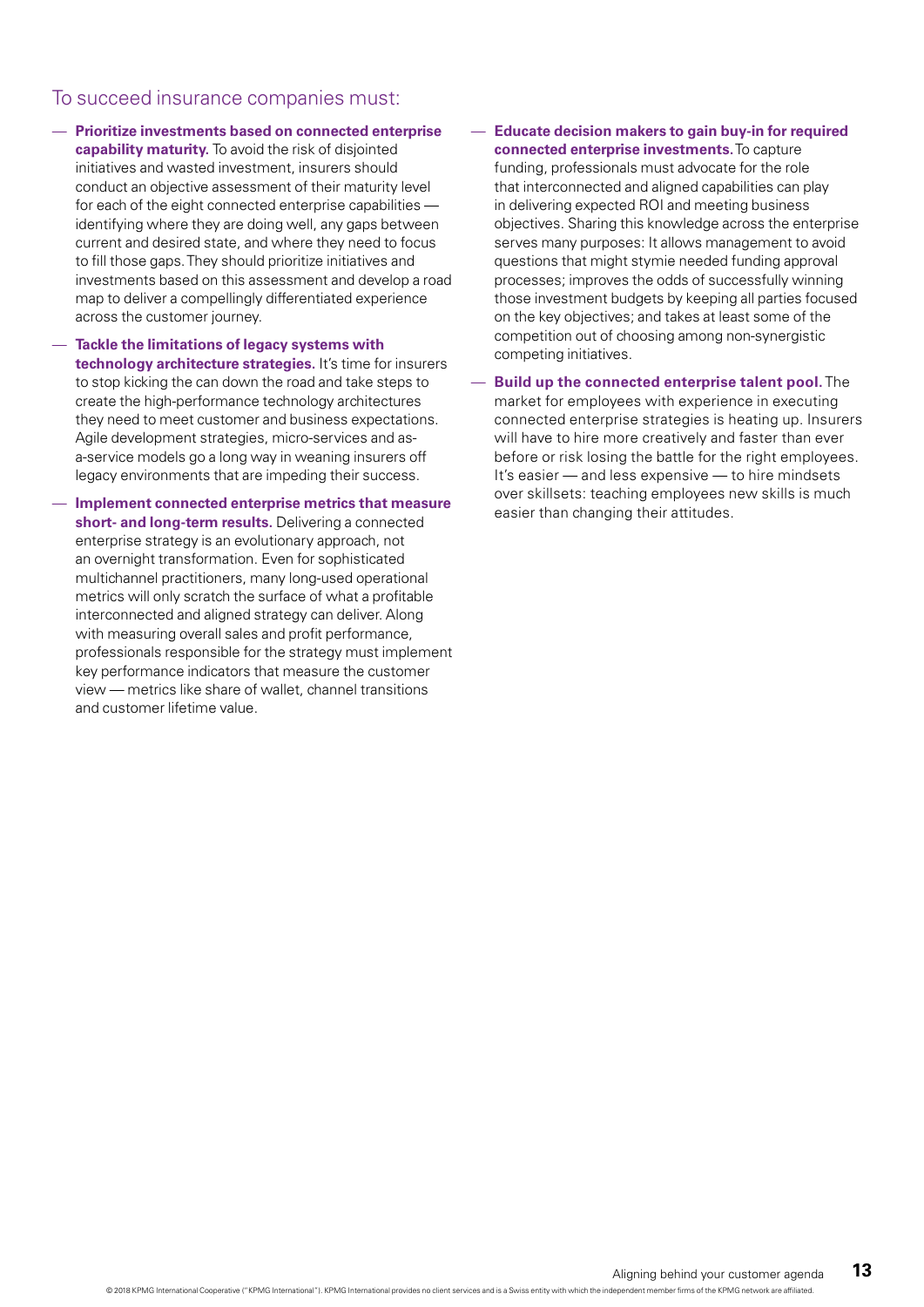## To succeed insurance companies must:

- **Prioritize investments based on connected enterprise capability maturity.** To avoid the risk of disjointed initiatives and wasted investment, insurers should conduct an objective assessment of their maturity level for each of the eight connected enterprise capabilities — identifying where they are doing well, any gaps between current and desired state, and where they need to focus to fill those gaps. They should prioritize initiatives and investments based on this assessment and develop a road map to deliver a compellingly differentiated experience across the customer journey.
- **Tackle the limitations of legacy systems with technology architecture strategies.** It's time for insurers to stop kicking the can down the road and take steps to create the high-performance technology architectures they need to meet customer and business expectations. Agile development strategies, micro-services and as-a-service models go a long way in weaning insurers off legacy environments that are impeding their success.
- **Implement connected enterprise metrics that measure short- and long-term results.** Delivering a connected enterprise strategy is an evolutionary approach, not an overnight transformation. Even for sophisticated multichannel practitioners, many long-used operational metrics will only scratch the surface of what a profitable interconnected and aligned strategy can deliver. Along with measuring overall sales and profit performance, professionals responsible for the strategy must implement key performance indicators that measure the customer view — metrics like share of wallet, channel transitions and customer lifetime value.
- **Educate decision makers to gain buy-in for required connected enterprise investments.** To capture funding, professionals must advocate for the role that interconnected and aligned capabilities can play in delivering expected ROI and meeting business objectives. Sharing this knowledge across the enterprise serves many purposes: It allows management to avoid questions that might stymie needed funding approval processes; improves the odds of successfully winning those investment budgets by keeping all parties focused on the key objectives; and takes at least some of the competition out of choosing among non-synergistic competing initiatives.
- **Build up the connected enterprise talent pool.** The market for employees with experience in executing connected enterprise strategies is heating up. Insurers will have to hire more creatively and faster than ever before or risk losing the battle for the right employees. It's easier — and less expensive — to hire mindsets over skillsets: teaching employees new skills is much easier than changing their attitudes.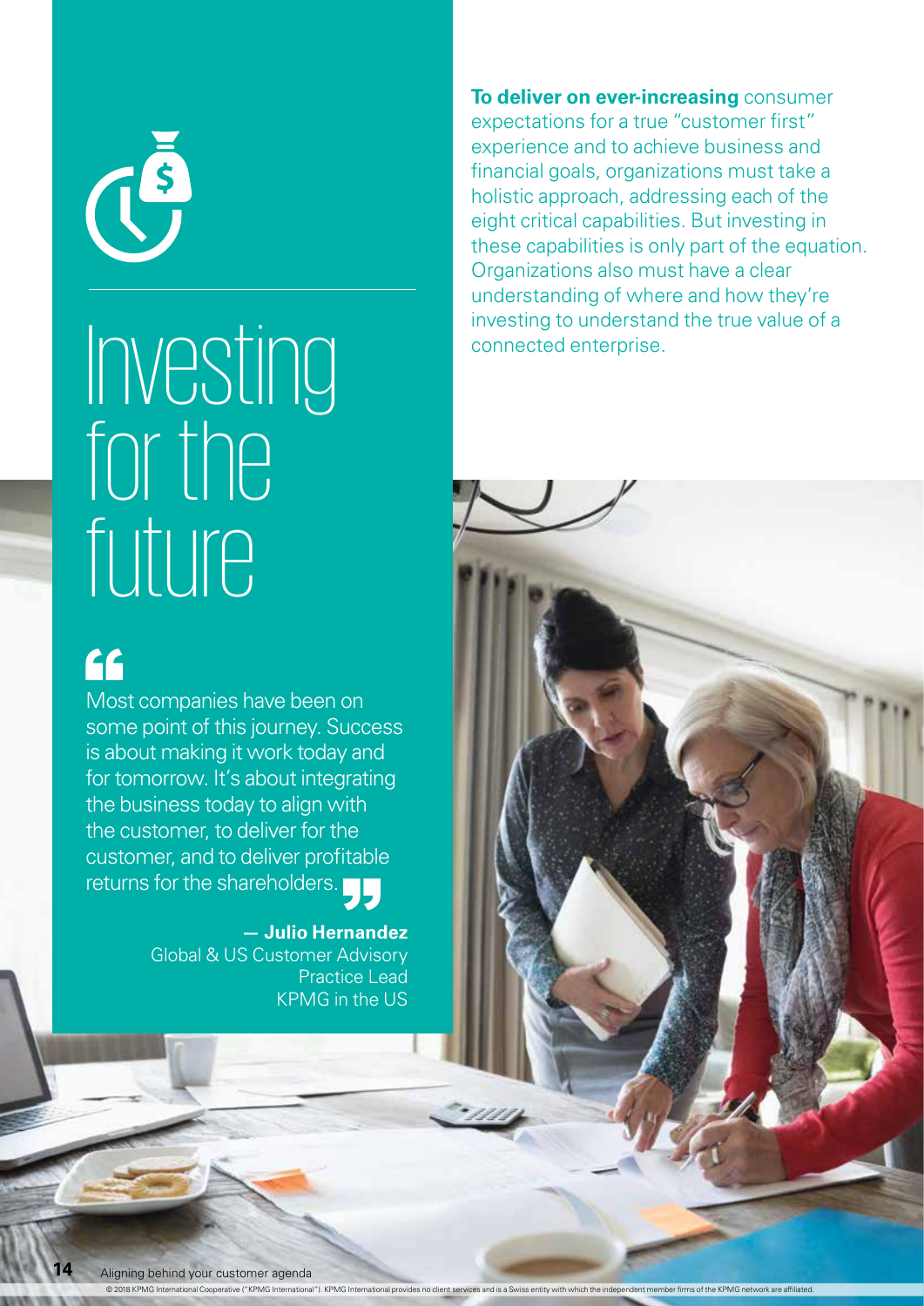# Investing for the future

> Most companies have been on some point of this journey. Success is about making it work today and for tomorrow. It's about integrating the business today to align with the customer, to deliver for the customer, and to deliver profitable returns for the shareholders.
>
> **— Julio Hernandez**
> Global & US Customer Advisory Practice Lead
> KPMG in the US

**To deliver on ever-increasing** consumer expectations for a true "customer first" experience and to achieve business and financial goals, organizations must take a holistic approach, addressing each of the eight critical capabilities. But investing in these capabilities is only part of the equation. Organizations also must have a clear understanding of where and how they're investing to understand the true value of a connected enterprise.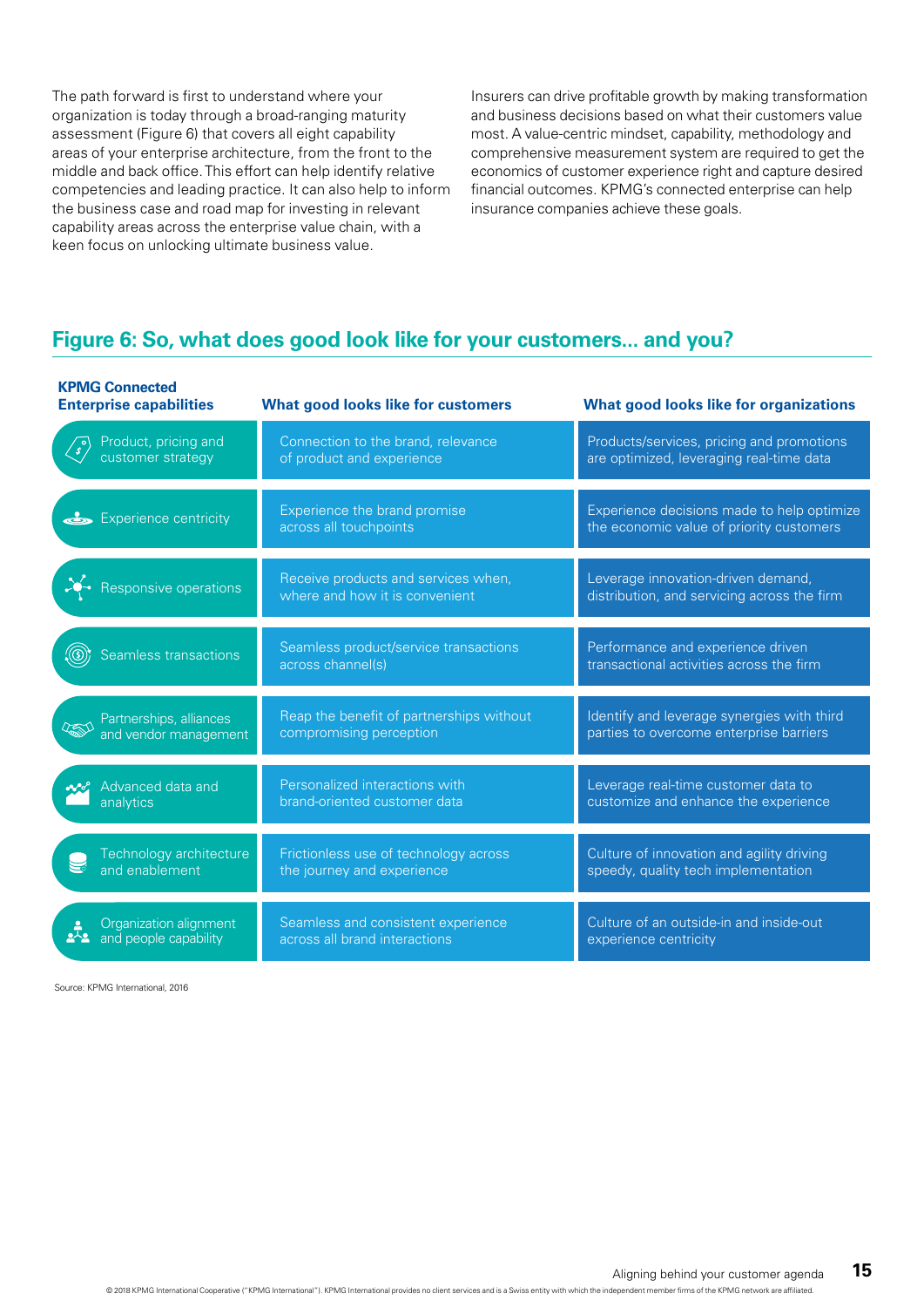The path forward is first to understand where your organization is today through a broad-ranging maturity assessment (Figure 6) that covers all eight capability areas of your enterprise architecture, from the front to the middle and back office. This effort can help identify relative competencies and leading practice. It can also help to inform the business case and road map for investing in relevant capability areas across the enterprise value chain, with a keen focus on unlocking ultimate business value.

Insurers can drive profitable growth by making transformation and business decisions based on what their customers value most. A value-centric mindset, capability, methodology and comprehensive measurement system are required to get the economics of customer experience right and capture desired financial outcomes. KPMG's connected enterprise can help insurance companies achieve these goals.

## Figure 6: So, what does good look like for your customers... and you?

| KPMG Connected Enterprise capabilities | What good looks like for customers | What good looks like for organizations |
|---|---|---|
| Product, pricing and customer strategy | Connection to the brand, relevance of product and experience | Products/services, pricing and promotions are optimized, leveraging real-time data |
| Experience centricity | Experience the brand promise across all touchpoints | Experience decisions made to help optimize the economic value of priority customers |
| Responsive operations | Receive products and services when, where and how it is convenient | Leverage innovation-driven demand, distribution, and servicing across the firm |
| Seamless transactions | Seamless product/service transactions across channel(s) | Performance and experience driven transactional activities across the firm |
| Partnerships, alliances and vendor management | Reap the benefit of partnerships without compromising perception | Identify and leverage synergies with third parties to overcome enterprise barriers |
| Advanced data and analytics | Personalized interactions with brand-oriented customer data | Leverage real-time customer data to customize and enhance the experience |
| Technology architecture and enablement | Frictionless use of technology across the journey and experience | Culture of innovation and agility driving speedy, quality tech implementation |
| Organization alignment and people capability | Seamless and consistent experience across all brand interactions | Culture of an outside-in and inside-out experience centricity |

Source: KPMG International, 2016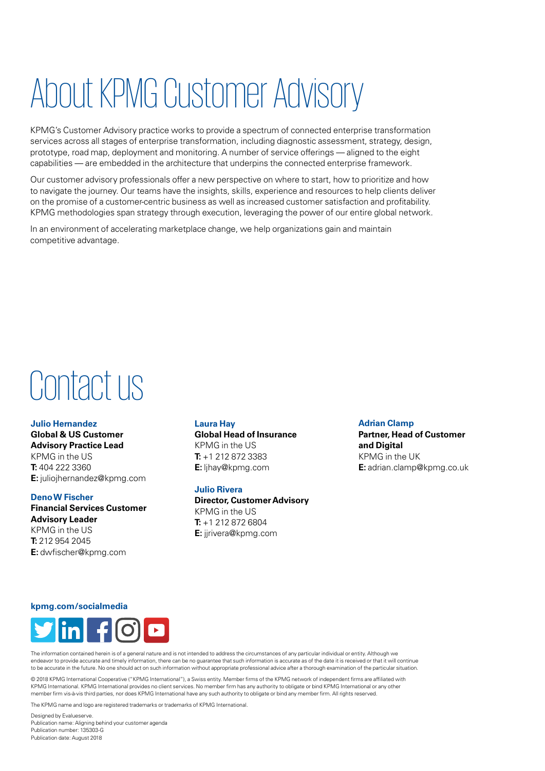# About KPMG Customer Advisory

KPMG's Customer Advisory practice works to provide a spectrum of connected enterprise transformation services across all stages of enterprise transformation, including diagnostic assessment, strategy, design, prototype, road map, deployment and monitoring. A number of service offerings — aligned to the eight capabilities — are embedded in the architecture that underpins the connected enterprise framework.

Our customer advisory professionals offer a new perspective on where to start, how to prioritize and how to navigate the journey. Our teams have the insights, skills, experience and resources to help clients deliver on the promise of a customer-centric business as well as increased customer satisfaction and profitability. KPMG methodologies span strategy through execution, leveraging the power of our entire global network.

In an environment of accelerating marketplace change, we help organizations gain and maintain competitive advantage.

# Contact us

**Julio Hernandez**
**Global & US Customer Advisory Practice Lead**
KPMG in the US
**T:** 404 222 3360
**E:** juliojhernandez@kpmg.com

**Deno W Fischer**
**Financial Services Customer Advisory Leader**
KPMG in the US
**T:** 212 954 2045
**E:** dwfischer@kpmg.com

**Laura Hay**
**Global Head of Insurance**
KPMG in the US
**T:** +1 212 872 3383
**E:** ljhay@kpmg.com

**Julio Rivera**
**Director, Customer Advisory**
KPMG in the US
**T:** +1 212 872 6804
**E:** jjrivera@kpmg.com

**Adrian Clamp**
**Partner, Head of Customer and Digital**
KPMG in the UK
**E:** adrian.clamp@kpmg.co.uk

**kpmg.com/socialmedia**

The information contained herein is of a general nature and is not intended to address the circumstances of any particular individual or entity. Although we endeavor to provide accurate and timely information, there can be no guarantee that such information is accurate as of the date it is received or that it will continue to be accurate in the future. No one should act on such information without appropriate professional advice after a thorough examination of the particular situation.

© 2018 KPMG International Cooperative ("KPMG International"), a Swiss entity. Member firms of the KPMG network of independent firms are affiliated with KPMG International. KPMG International provides no client services. No member firm has any authority to obligate or bind KPMG International or any other member firm vis-à-vis third parties, nor does KPMG International have any such authority to obligate or bind any member firm. All rights reserved.

The KPMG name and logo are registered trademarks or trademarks of KPMG International.

Designed by Evalueserve.
Publication name: Aligning behind your customer agenda
Publication number: 135303-G
Publication date: August 2018